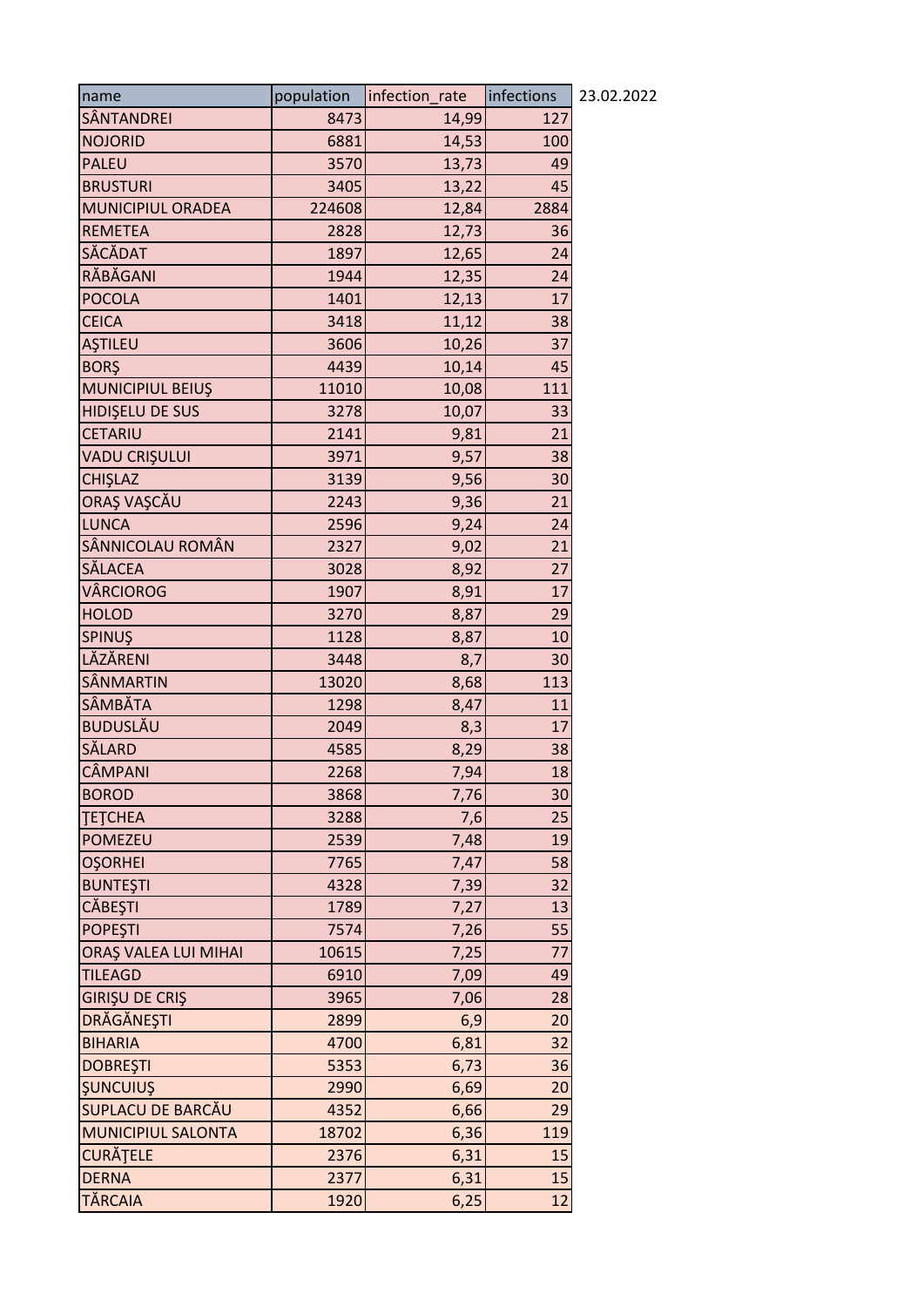| name | population | infection_rate | infections |
|---|---|---|---|
| SÂNTANDREI | 8473 | 14,99 | 127 |
| NOJORID | 6881 | 14,53 | 100 |
| PALEU | 3570 | 13,73 | 49 |
| BRUSTURI | 3405 | 13,22 | 45 |
| MUNICIPIUL ORADEA | 224608 | 12,84 | 2884 |
| REMETEA | 2828 | 12,73 | 36 |
| SĂCĂDAT | 1897 | 12,65 | 24 |
| RĂBĂGANI | 1944 | 12,35 | 24 |
| POCOLA | 1401 | 12,13 | 17 |
| CEICA | 3418 | 11,12 | 38 |
| AŞTILEU | 3606 | 10,26 | 37 |
| BORŞ | 4439 | 10,14 | 45 |
| MUNICIPIUL BEIUŞ | 11010 | 10,08 | 111 |
| HIDIŞELU DE SUS | 3278 | 10,07 | 33 |
| CETARIU | 2141 | 9,81 | 21 |
| VADU CRIŞULUI | 3971 | 9,57 | 38 |
| CHIŞLAZ | 3139 | 9,56 | 30 |
| ORAŞ VAŞCĂU | 2243 | 9,36 | 21 |
| LUNCA | 2596 | 9,24 | 24 |
| SÂNNICOLAU ROMÂN | 2327 | 9,02 | 21 |
| SĂLACEA | 3028 | 8,92 | 27 |
| VÂRCIOROG | 1907 | 8,91 | 17 |
| HOLOD | 3270 | 8,87 | 29 |
| SPINUŞ | 1128 | 8,87 | 10 |
| LĂZĂRENI | 3448 | 8,7 | 30 |
| SÂNMARTIN | 13020 | 8,68 | 113 |
| SÂMBĂTA | 1298 | 8,47 | 11 |
| BUDUSLĂU | 2049 | 8,3 | 17 |
| SĂLARD | 4585 | 8,29 | 38 |
| CÂMPANI | 2268 | 7,94 | 18 |
| BOROD | 3868 | 7,76 | 30 |
| ŢEŢCHEA | 3288 | 7,6 | 25 |
| POMEZEU | 2539 | 7,48 | 19 |
| OŞORHEI | 7765 | 7,47 | 58 |
| BUNTEŞTI | 4328 | 7,39 | 32 |
| CĂBEŞTI | 1789 | 7,27 | 13 |
| POPEŞTI | 7574 | 7,26 | 55 |
| ORAŞ VALEA LUI MIHAI | 10615 | 7,25 | 77 |
| TILEAGD | 6910 | 7,09 | 49 |
| GIRIŞU DE CRIŞ | 3965 | 7,06 | 28 |
| DRĂGĂNEŞTI | 2899 | 6,9 | 20 |
| BIHARIA | 4700 | 6,81 | 32 |
| DOBREŞTI | 5353 | 6,73 | 36 |
| ŞUNCUIUŞ | 2990 | 6,69 | 20 |
| SUPLACU DE BARCĂU | 4352 | 6,66 | 29 |
| MUNICIPIUL SALONTA | 18702 | 6,36 | 119 |
| CURĂŢELE | 2376 | 6,31 | 15 |
| DERNA | 2377 | 6,31 | 15 |
| TĂRCAIA | 1920 | 6,25 | 12 |

23.02.2022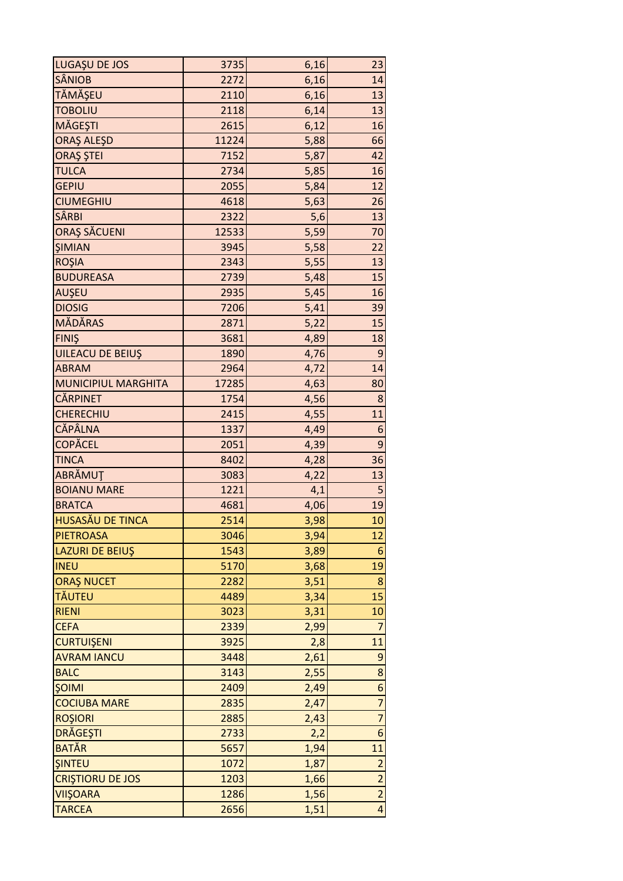| | | | |
|---|---|---|---|
| LUGAŞU DE JOS | 3735 | 6,16 | 23 |
| SÂNIOB | 2272 | 6,16 | 14 |
| TĂMĂŞEU | 2110 | 6,16 | 13 |
| TOBOLIU | 2118 | 6,14 | 13 |
| MĂGEŞTI | 2615 | 6,12 | 16 |
| ORAŞ ALEŞD | 11224 | 5,88 | 66 |
| ORAŞ ŞTEI | 7152 | 5,87 | 42 |
| TULCA | 2734 | 5,85 | 16 |
| GEPIU | 2055 | 5,84 | 12 |
| CIUMEGHIU | 4618 | 5,63 | 26 |
| SÂRBI | 2322 | 5,6 | 13 |
| ORAŞ SĂCUENI | 12533 | 5,59 | 70 |
| ŞIMIAN | 3945 | 5,58 | 22 |
| ROŞIA | 2343 | 5,55 | 13 |
| BUDUREASA | 2739 | 5,48 | 15 |
| AUŞEU | 2935 | 5,45 | 16 |
| DIOSIG | 7206 | 5,41 | 39 |
| MĂDĂRAS | 2871 | 5,22 | 15 |
| FINIŞ | 3681 | 4,89 | 18 |
| UILEACU DE BEIUŞ | 1890 | 4,76 | 9 |
| ABRAM | 2964 | 4,72 | 14 |
| MUNICIPIUL MARGHITA | 17285 | 4,63 | 80 |
| CĂRPINET | 1754 | 4,56 | 8 |
| CHERECHIU | 2415 | 4,55 | 11 |
| CĂPÂLNA | 1337 | 4,49 | 6 |
| COPĂCEL | 2051 | 4,39 | 9 |
| TINCA | 8402 | 4,28 | 36 |
| ABRĂMUŢ | 3083 | 4,22 | 13 |
| BOIANU MARE | 1221 | 4,1 | 5 |
| BRATCA | 4681 | 4,06 | 19 |
| HUSASĂU DE TINCA | 2514 | 3,98 | 10 |
| PIETROASA | 3046 | 3,94 | 12 |
| LAZURI DE BEIUŞ | 1543 | 3,89 | 6 |
| INEU | 5170 | 3,68 | 19 |
| ORAŞ NUCET | 2282 | 3,51 | 8 |
| TĂUTEU | 4489 | 3,34 | 15 |
| RIENI | 3023 | 3,31 | 10 |
| CEFA | 2339 | 2,99 | 7 |
| CURTUIŞENI | 3925 | 2,8 | 11 |
| AVRAM IANCU | 3448 | 2,61 | 9 |
| BALC | 3143 | 2,55 | 8 |
| ŞOIMI | 2409 | 2,49 | 6 |
| COCIUBA MARE | 2835 | 2,47 | 7 |
| ROŞIORI | 2885 | 2,43 | 7 |
| DRĂGEŞTI | 2733 | 2,2 | 6 |
| BATĂR | 5657 | 1,94 | 11 |
| ŞINTEU | 1072 | 1,87 | 2 |
| CRIŞTIORU DE JOS | 1203 | 1,66 | 2 |
| VIIŞOARA | 1286 | 1,56 | 2 |
| TARCEA | 2656 | 1,51 | 4 |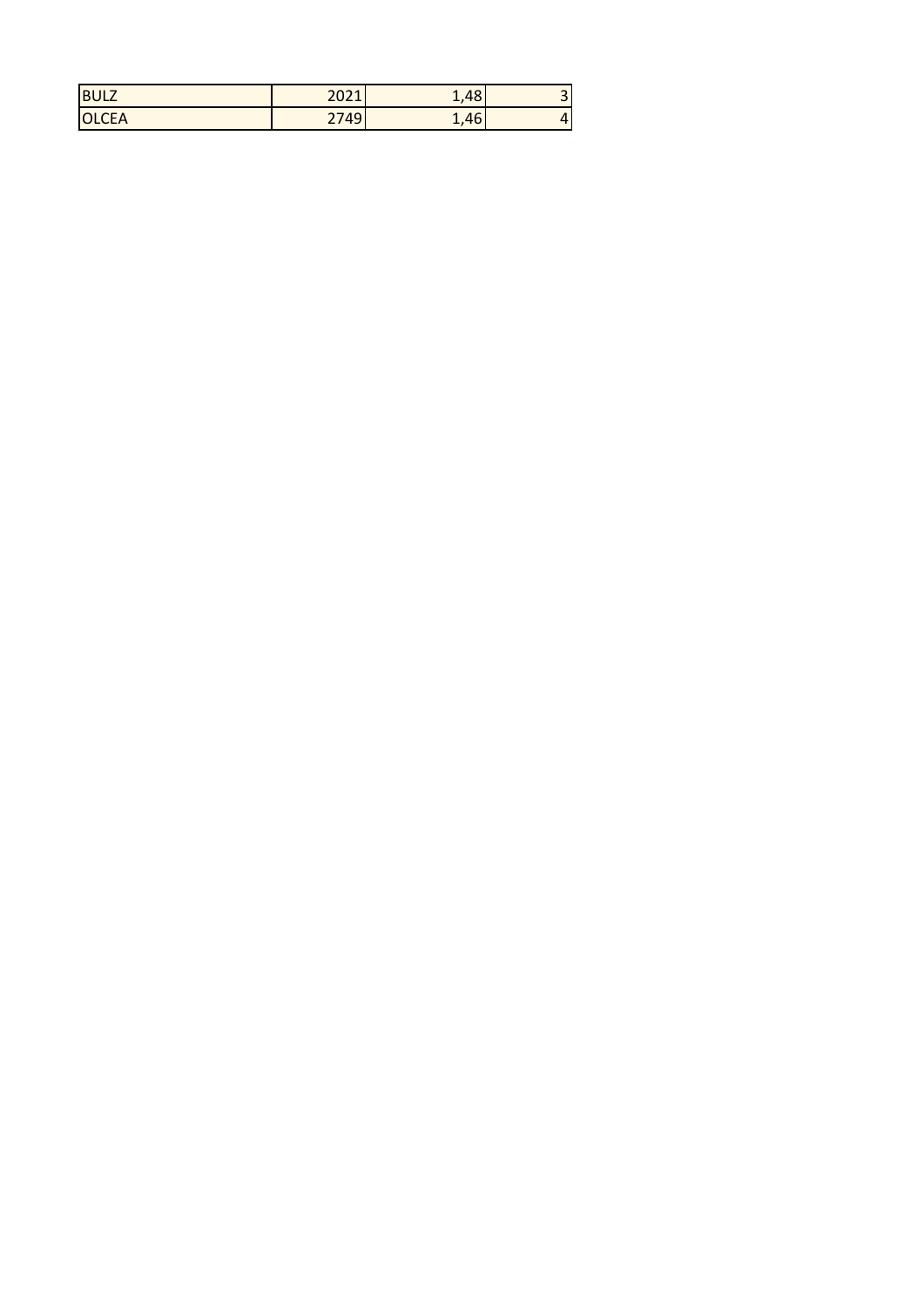| | | | |
|---|---|---|---|
| BULZ | 2021 | 1,48 | 3 |
| OLCEA | 2749 | 1,46 | 4 |